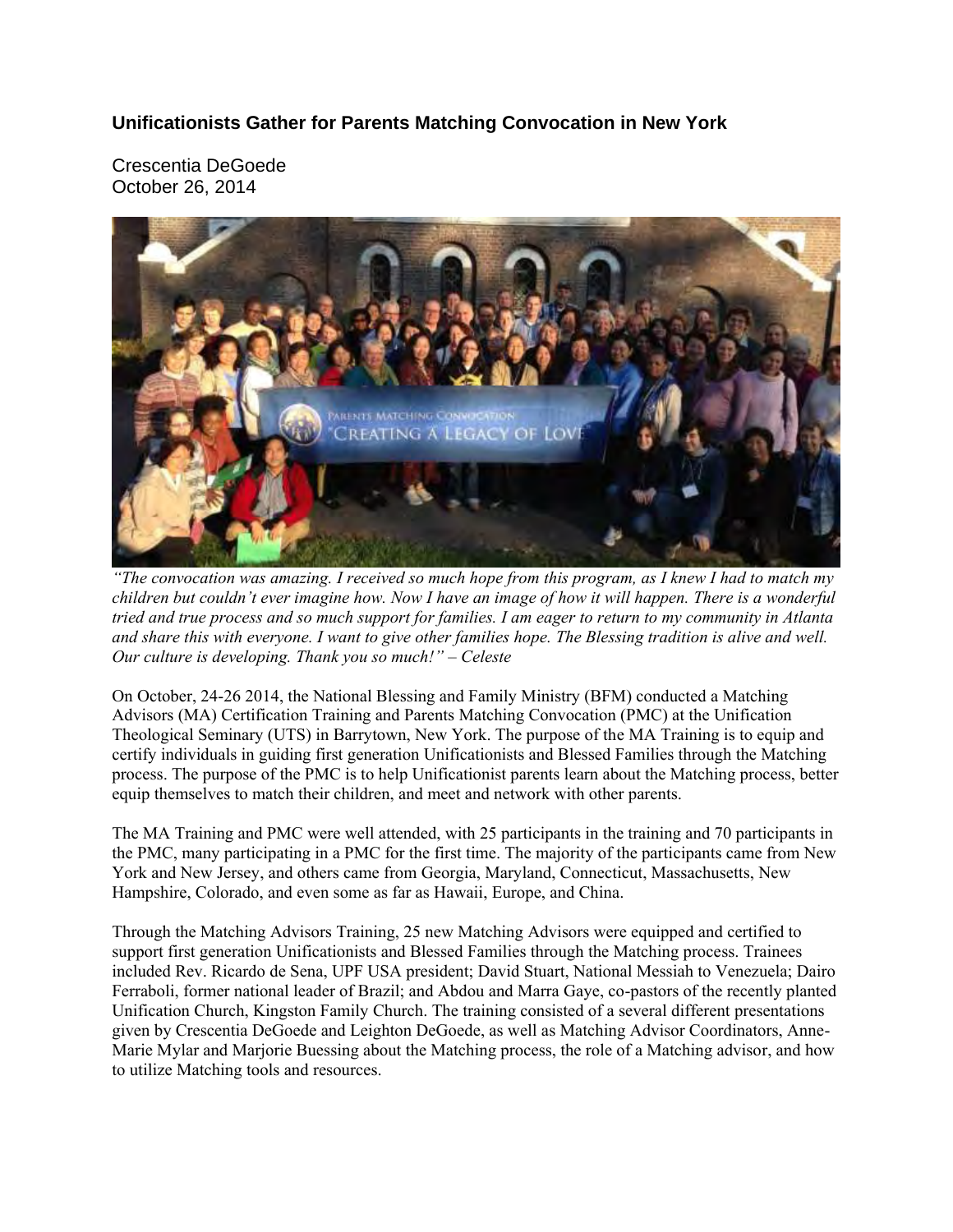# Unificationists Gather for Parents Matching Convocation in New York

Crescentia DeGoede
October 26, 2014

*"The convocation was amazing. I received so much hope from this program, as I knew I had to match my children but couldn't ever imagine how. Now I have an image of how it will happen. There is a wonderful tried and true process and so much support for families. I am eager to return to my community in Atlanta and share this with everyone. I want to give other families hope. The Blessing tradition is alive and well. Our culture is developing. Thank you so much!" – Celeste*

On October, 24-26 2014, the National Blessing and Family Ministry (BFM) conducted a Matching Advisors (MA) Certification Training and Parents Matching Convocation (PMC) at the Unification Theological Seminary (UTS) in Barrytown, New York. The purpose of the MA Training is to equip and certify individuals in guiding first generation Unificationists and Blessed Families through the Matching process. The purpose of the PMC is to help Unificationist parents learn about the Matching process, better equip themselves to match their children, and meet and network with other parents.

The MA Training and PMC were well attended, with 25 participants in the training and 70 participants in the PMC, many participating in a PMC for the first time. The majority of the participants came from New York and New Jersey, and others came from Georgia, Maryland, Connecticut, Massachusetts, New Hampshire, Colorado, and even some as far as Hawaii, Europe, and China.

Through the Matching Advisors Training, 25 new Matching Advisors were equipped and certified to support first generation Unificationists and Blessed Families through the Matching process. Trainees included Rev. Ricardo de Sena, UPF USA president; David Stuart, National Messiah to Venezuela; Dairo Ferraboli, former national leader of Brazil; and Abdou and Marra Gaye, co-pastors of the recently planted Unification Church, Kingston Family Church. The training consisted of a several different presentations given by Crescentia DeGoede and Leighton DeGoede, as well as Matching Advisor Coordinators, Anne-Marie Mylar and Marjorie Buessing about the Matching process, the role of a Matching advisor, and how to utilize Matching tools and resources.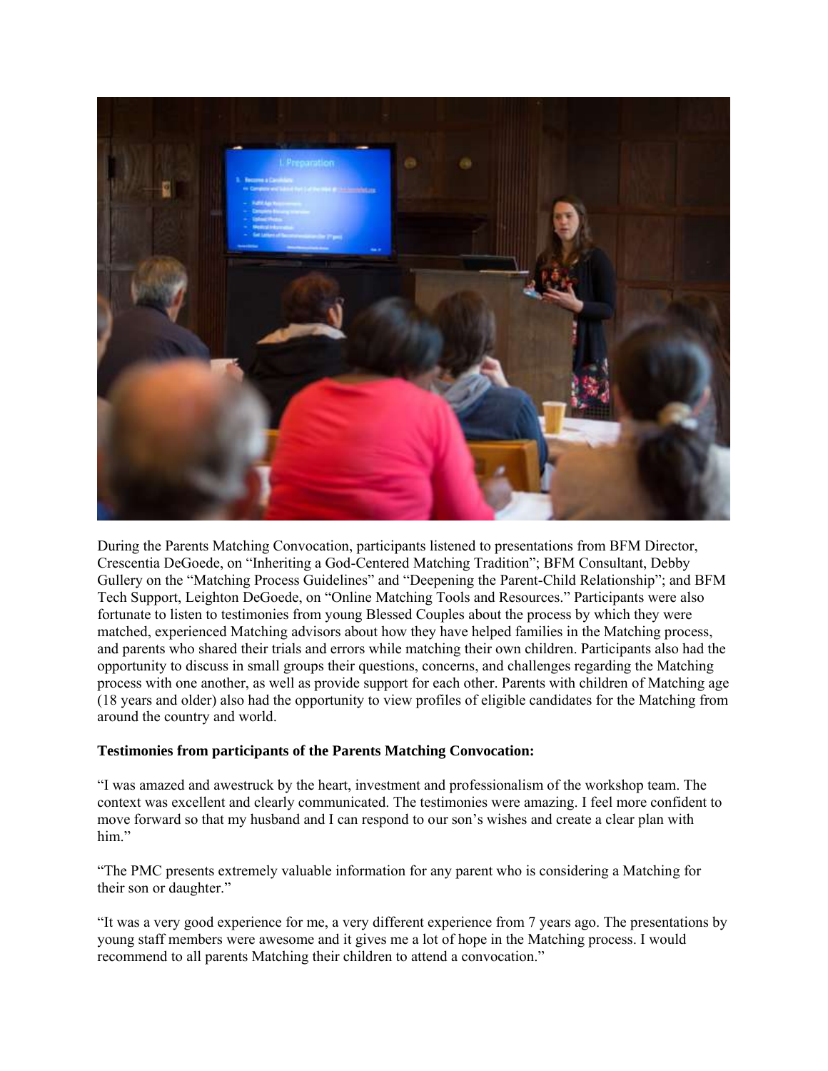During the Parents Matching Convocation, participants listened to presentations from BFM Director, Crescentia DeGoede, on "Inheriting a God-Centered Matching Tradition"; BFM Consultant, Debby Gullery on the "Matching Process Guidelines" and "Deepening the Parent-Child Relationship"; and BFM Tech Support, Leighton DeGoede, on "Online Matching Tools and Resources." Participants were also fortunate to listen to testimonies from young Blessed Couples about the process by which they were matched, experienced Matching advisors about how they have helped families in the Matching process, and parents who shared their trials and errors while matching their own children. Participants also had the opportunity to discuss in small groups their questions, concerns, and challenges regarding the Matching process with one another, as well as provide support for each other. Parents with children of Matching age (18 years and older) also had the opportunity to view profiles of eligible candidates for the Matching from around the country and world.

**Testimonies from participants of the Parents Matching Convocation:**

"I was amazed and awestruck by the heart, investment and professionalism of the workshop team. The context was excellent and clearly communicated. The testimonies were amazing. I feel more confident to move forward so that my husband and I can respond to our son's wishes and create a clear plan with him."

"The PMC presents extremely valuable information for any parent who is considering a Matching for their son or daughter."

"It was a very good experience for me, a very different experience from 7 years ago. The presentations by young staff members were awesome and it gives me a lot of hope in the Matching process. I would recommend to all parents Matching their children to attend a convocation."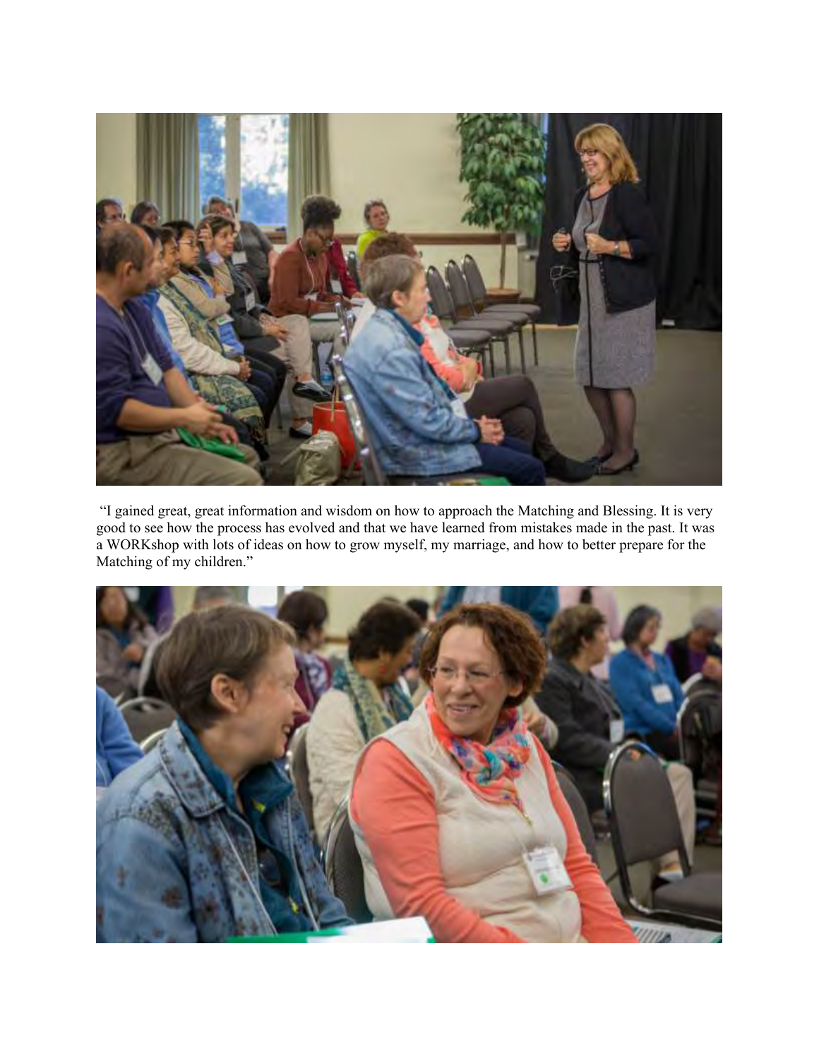"I gained great, great information and wisdom on how to approach the Matching and Blessing. It is very good to see how the process has evolved and that we have learned from mistakes made in the past. It was a WORKshop with lots of ideas on how to grow myself, my marriage, and how to better prepare for the Matching of my children."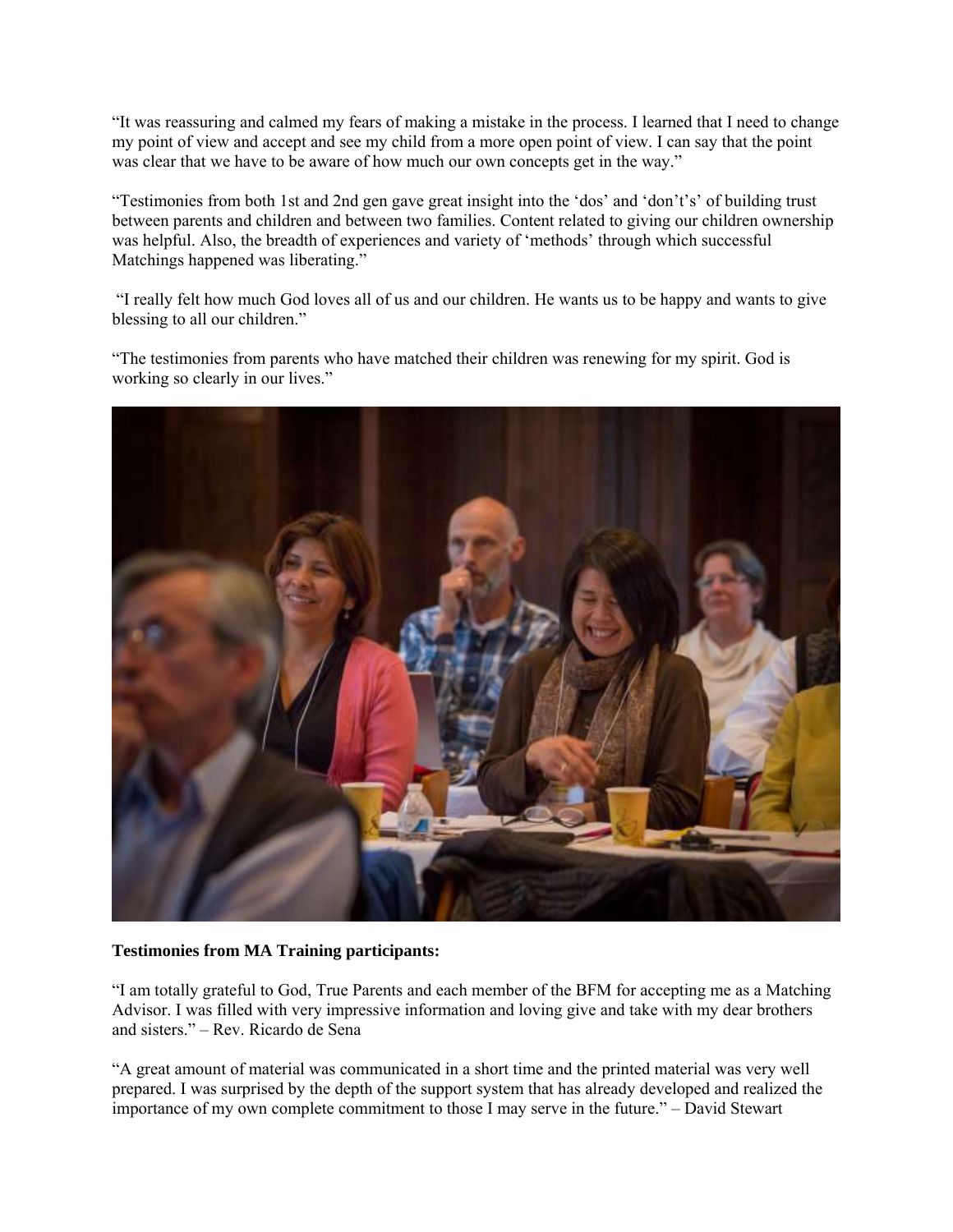"It was reassuring and calmed my fears of making a mistake in the process. I learned that I need to change my point of view and accept and see my child from a more open point of view. I can say that the point was clear that we have to be aware of how much our own concepts get in the way."

"Testimonies from both 1st and 2nd gen gave great insight into the 'dos' and 'don't's' of building trust between parents and children and between two families. Content related to giving our children ownership was helpful. Also, the breadth of experiences and variety of 'methods' through which successful Matchings happened was liberating."

"I really felt how much God loves all of us and our children. He wants us to be happy and wants to give blessing to all our children."

"The testimonies from parents who have matched their children was renewing for my spirit. God is working so clearly in our lives."

**Testimonies from MA Training participants:**

"I am totally grateful to God, True Parents and each member of the BFM for accepting me as a Matching Advisor. I was filled with very impressive information and loving give and take with my dear brothers and sisters." – Rev. Ricardo de Sena

"A great amount of material was communicated in a short time and the printed material was very well prepared. I was surprised by the depth of the support system that has already developed and realized the importance of my own complete commitment to those I may serve in the future." – David Stewart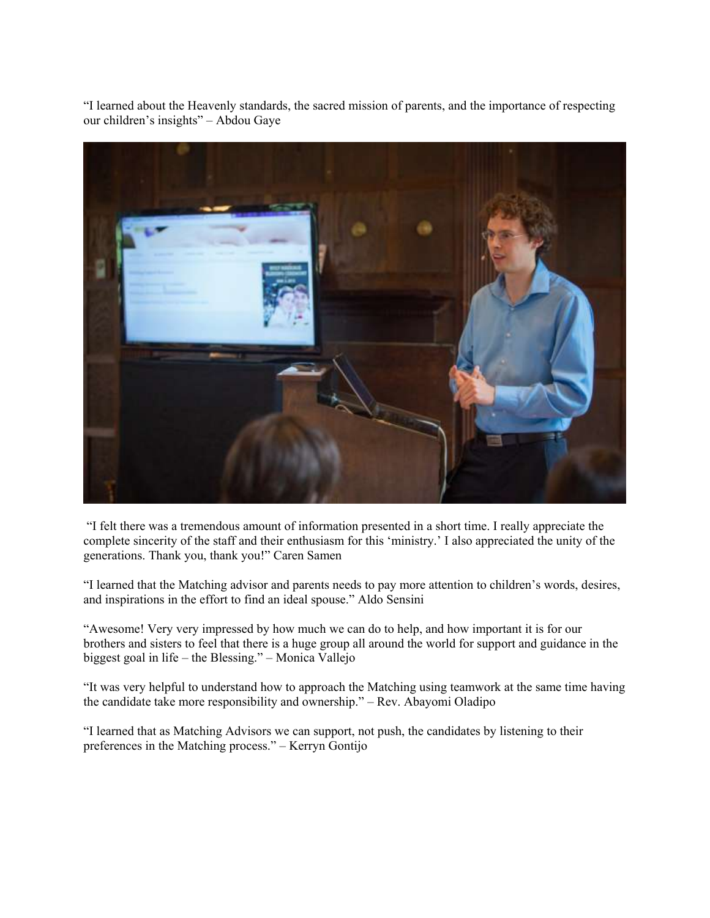"I learned about the Heavenly standards, the sacred mission of parents, and the importance of respecting our children's insights" – Abdou Gaye

"I felt there was a tremendous amount of information presented in a short time. I really appreciate the complete sincerity of the staff and their enthusiasm for this 'ministry.' I also appreciated the unity of the generations. Thank you, thank you!" Caren Samen

"I learned that the Matching advisor and parents needs to pay more attention to children's words, desires, and inspirations in the effort to find an ideal spouse." Aldo Sensini

"Awesome! Very very impressed by how much we can do to help, and how important it is for our brothers and sisters to feel that there is a huge group all around the world for support and guidance in the biggest goal in life – the Blessing." – Monica Vallejo

"It was very helpful to understand how to approach the Matching using teamwork at the same time having the candidate take more responsibility and ownership." – Rev. Abayomi Oladipo

"I learned that as Matching Advisors we can support, not push, the candidates by listening to their preferences in the Matching process." – Kerryn Gontijo